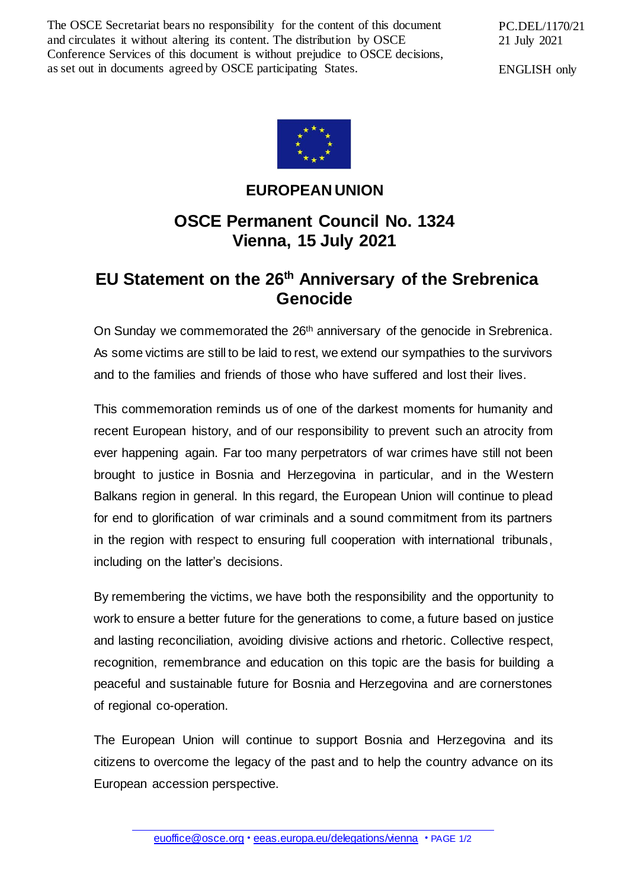The OSCE Secretariat bears no responsibility for the content of this document and circulates it without altering its content. The distribution by OSCE Conference Services of this document is without prejudice to OSCE decisions, as set out in documents agreed by OSCE participating States.

PC.DEL/1170/21
21 July 2021

ENGLISH only

**EUROPEAN UNION**

## OSCE Permanent Council No. 1324
## Vienna, 15 July 2021

# EU Statement on the 26th Anniversary of the Srebrenica Genocide

On Sunday we commemorated the 26th anniversary of the genocide in Srebrenica. As some victims are still to be laid to rest, we extend our sympathies to the survivors and to the families and friends of those who have suffered and lost their lives.

This commemoration reminds us of one of the darkest moments for humanity and recent European history, and of our responsibility to prevent such an atrocity from ever happening again. Far too many perpetrators of war crimes have still not been brought to justice in Bosnia and Herzegovina in particular, and in the Western Balkans region in general. In this regard, the European Union will continue to plead for end to glorification of war criminals and a sound commitment from its partners in the region with respect to ensuring full cooperation with international tribunals, including on the latter's decisions.

By remembering the victims, we have both the responsibility and the opportunity to work to ensure a better future for the generations to come, a future based on justice and lasting reconciliation, avoiding divisive actions and rhetoric. Collective respect, recognition, remembrance and education on this topic are the basis for building a peaceful and sustainable future for Bosnia and Herzegovina and are cornerstones of regional co-operation.

The European Union will continue to support Bosnia and Herzegovina and its citizens to overcome the legacy of the past and to help the country advance on its European accession perspective.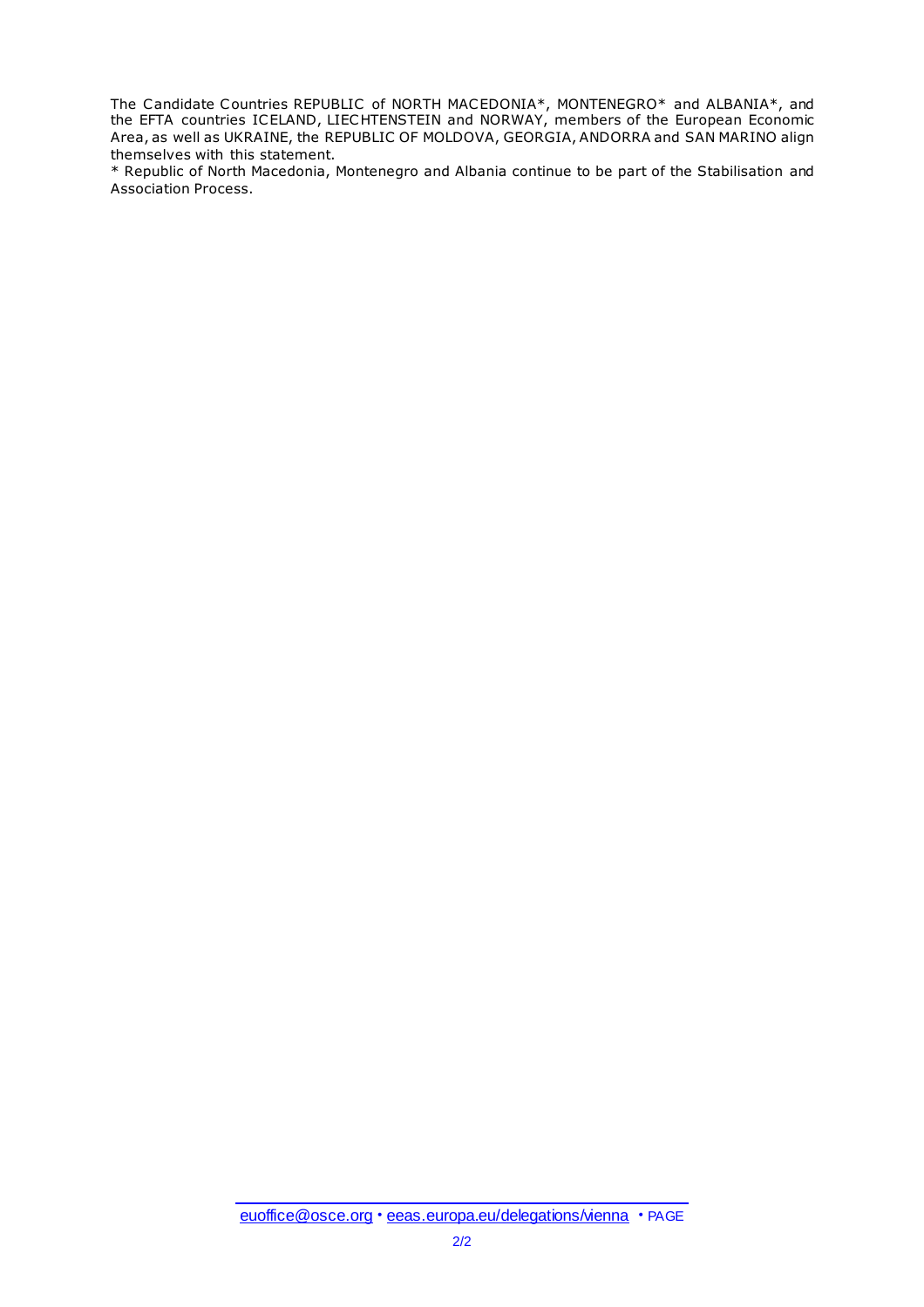The Candidate Countries REPUBLIC of NORTH MACEDONIA*, MONTENEGRO* and ALBANIA*, and the EFTA countries ICELAND, LIECHTENSTEIN and NORWAY, members of the European Economic Area, as well as UKRAINE, the REPUBLIC OF MOLDOVA, GEORGIA, ANDORRA and SAN MARINO align themselves with this statement.

* Republic of North Macedonia, Montenegro and Albania continue to be part of the Stabilisation and Association Process.